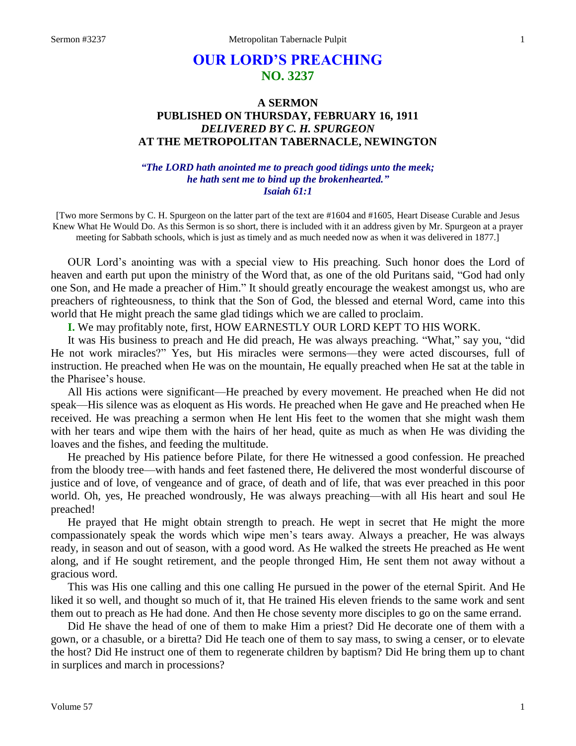# OUR LORD'S PREACHING
## NO. 3237

### A SERMON
### PUBLISHED ON THURSDAY, FEBRUARY 16, 1911
### *DELIVERED BY C. H. SPURGEON*
### AT THE METROPOLITAN TABERNACLE, NEWINGTON

***"The LORD hath anointed me to preach good tidings unto the meek; he hath sent me to bind up the brokenhearted." Isaiah 61:1***

[Two more Sermons by C. H. Spurgeon on the latter part of the text are #1604 and #1605, Heart Disease Curable and Jesus Knew What He Would Do. As this Sermon is so short, there is included with it an address given by Mr. Spurgeon at a prayer meeting for Sabbath schools, which is just as timely and as much needed now as when it was delivered in 1877.]

OUR Lord's anointing was with a special view to His preaching. Such honor does the Lord of heaven and earth put upon the ministry of the Word that, as one of the old Puritans said, "God had only one Son, and He made a preacher of Him." It should greatly encourage the weakest amongst us, who are preachers of righteousness, to think that the Son of God, the blessed and eternal Word, came into this world that He might preach the same glad tidings which we are called to proclaim.

**I.** We may profitably note, first, HOW EARNESTLY OUR LORD KEPT TO HIS WORK.

It was His business to preach and He did preach, He was always preaching. "What," say you, "did He not work miracles?" Yes, but His miracles were sermons—they were acted discourses, full of instruction. He preached when He was on the mountain, He equally preached when He sat at the table in the Pharisee's house.

All His actions were significant—He preached by every movement. He preached when He did not speak—His silence was as eloquent as His words. He preached when He gave and He preached when He received. He was preaching a sermon when He lent His feet to the women that she might wash them with her tears and wipe them with the hairs of her head, quite as much as when He was dividing the loaves and the fishes, and feeding the multitude.

He preached by His patience before Pilate, for there He witnessed a good confession. He preached from the bloody tree—with hands and feet fastened there, He delivered the most wonderful discourse of justice and of love, of vengeance and of grace, of death and of life, that was ever preached in this poor world. Oh, yes, He preached wondrously, He was always preaching—with all His heart and soul He preached!

He prayed that He might obtain strength to preach. He wept in secret that He might the more compassionately speak the words which wipe men's tears away. Always a preacher, He was always ready, in season and out of season, with a good word. As He walked the streets He preached as He went along, and if He sought retirement, and the people thronged Him, He sent them not away without a gracious word.

This was His one calling and this one calling He pursued in the power of the eternal Spirit. And He liked it so well, and thought so much of it, that He trained His eleven friends to the same work and sent them out to preach as He had done. And then He chose seventy more disciples to go on the same errand.

Did He shave the head of one of them to make Him a priest? Did He decorate one of them with a gown, or a chasuble, or a biretta? Did He teach one of them to say mass, to swing a censer, or to elevate the host? Did He instruct one of them to regenerate children by baptism? Did He bring them up to chant in surplices and march in processions?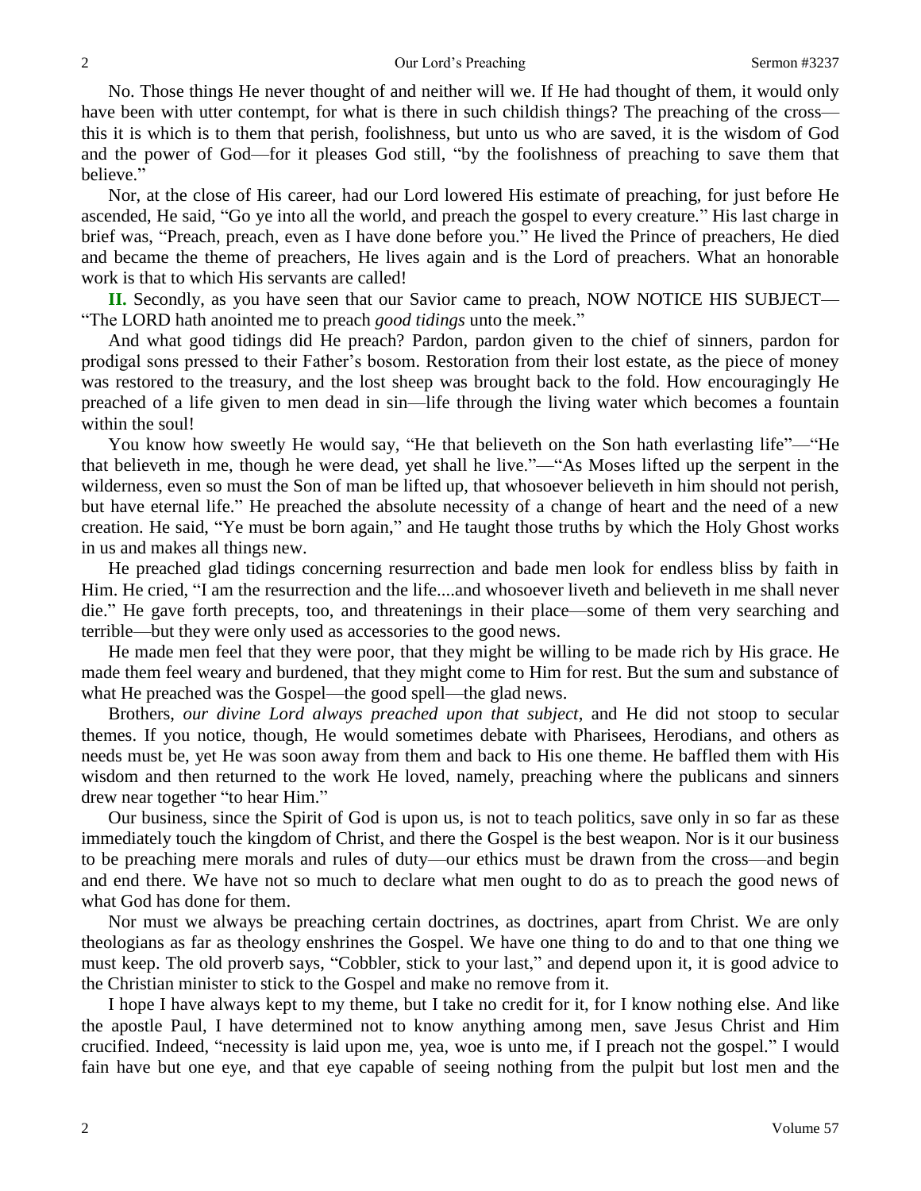No. Those things He never thought of and neither will we. If He had thought of them, it would only have been with utter contempt, for what is there in such childish things? The preaching of the cross—this it is which is to them that perish, foolishness, but unto us who are saved, it is the wisdom of God and the power of God—for it pleases God still, "by the foolishness of preaching to save them that believe."

Nor, at the close of His career, had our Lord lowered His estimate of preaching, for just before He ascended, He said, "Go ye into all the world, and preach the gospel to every creature." His last charge in brief was, "Preach, preach, even as I have done before you." He lived the Prince of preachers, He died and became the theme of preachers, He lives again and is the Lord of preachers. What an honorable work is that to which His servants are called!

**II.** Secondly, as you have seen that our Savior came to preach, NOW NOTICE HIS SUBJECT—"The LORD hath anointed me to preach *good tidings* unto the meek."

And what good tidings did He preach? Pardon, pardon given to the chief of sinners, pardon for prodigal sons pressed to their Father's bosom. Restoration from their lost estate, as the piece of money was restored to the treasury, and the lost sheep was brought back to the fold. How encouragingly He preached of a life given to men dead in sin—life through the living water which becomes a fountain within the soul!

You know how sweetly He would say, "He that believeth on the Son hath everlasting life"—"He that believeth in me, though he were dead, yet shall he live."—"As Moses lifted up the serpent in the wilderness, even so must the Son of man be lifted up, that whosoever believeth in him should not perish, but have eternal life." He preached the absolute necessity of a change of heart and the need of a new creation. He said, "Ye must be born again," and He taught those truths by which the Holy Ghost works in us and makes all things new.

He preached glad tidings concerning resurrection and bade men look for endless bliss by faith in Him. He cried, "I am the resurrection and the life....and whosoever liveth and believeth in me shall never die." He gave forth precepts, too, and threatenings in their place—some of them very searching and terrible—but they were only used as accessories to the good news.

He made men feel that they were poor, that they might be willing to be made rich by His grace. He made them feel weary and burdened, that they might come to Him for rest. But the sum and substance of what He preached was the Gospel—the good spell—the glad news.

Brothers, *our divine Lord always preached upon that subject*, and He did not stoop to secular themes. If you notice, though, He would sometimes debate with Pharisees, Herodians, and others as needs must be, yet He was soon away from them and back to His one theme. He baffled them with His wisdom and then returned to the work He loved, namely, preaching where the publicans and sinners drew near together "to hear Him."

Our business, since the Spirit of God is upon us, is not to teach politics, save only in so far as these immediately touch the kingdom of Christ, and there the Gospel is the best weapon. Nor is it our business to be preaching mere morals and rules of duty—our ethics must be drawn from the cross—and begin and end there. We have not so much to declare what men ought to do as to preach the good news of what God has done for them.

Nor must we always be preaching certain doctrines, as doctrines, apart from Christ. We are only theologians as far as theology enshrines the Gospel. We have one thing to do and to that one thing we must keep. The old proverb says, "Cobbler, stick to your last," and depend upon it, it is good advice to the Christian minister to stick to the Gospel and make no remove from it.

I hope I have always kept to my theme, but I take no credit for it, for I know nothing else. And like the apostle Paul, I have determined not to know anything among men, save Jesus Christ and Him crucified. Indeed, "necessity is laid upon me, yea, woe is unto me, if I preach not the gospel." I would fain have but one eye, and that eye capable of seeing nothing from the pulpit but lost men and the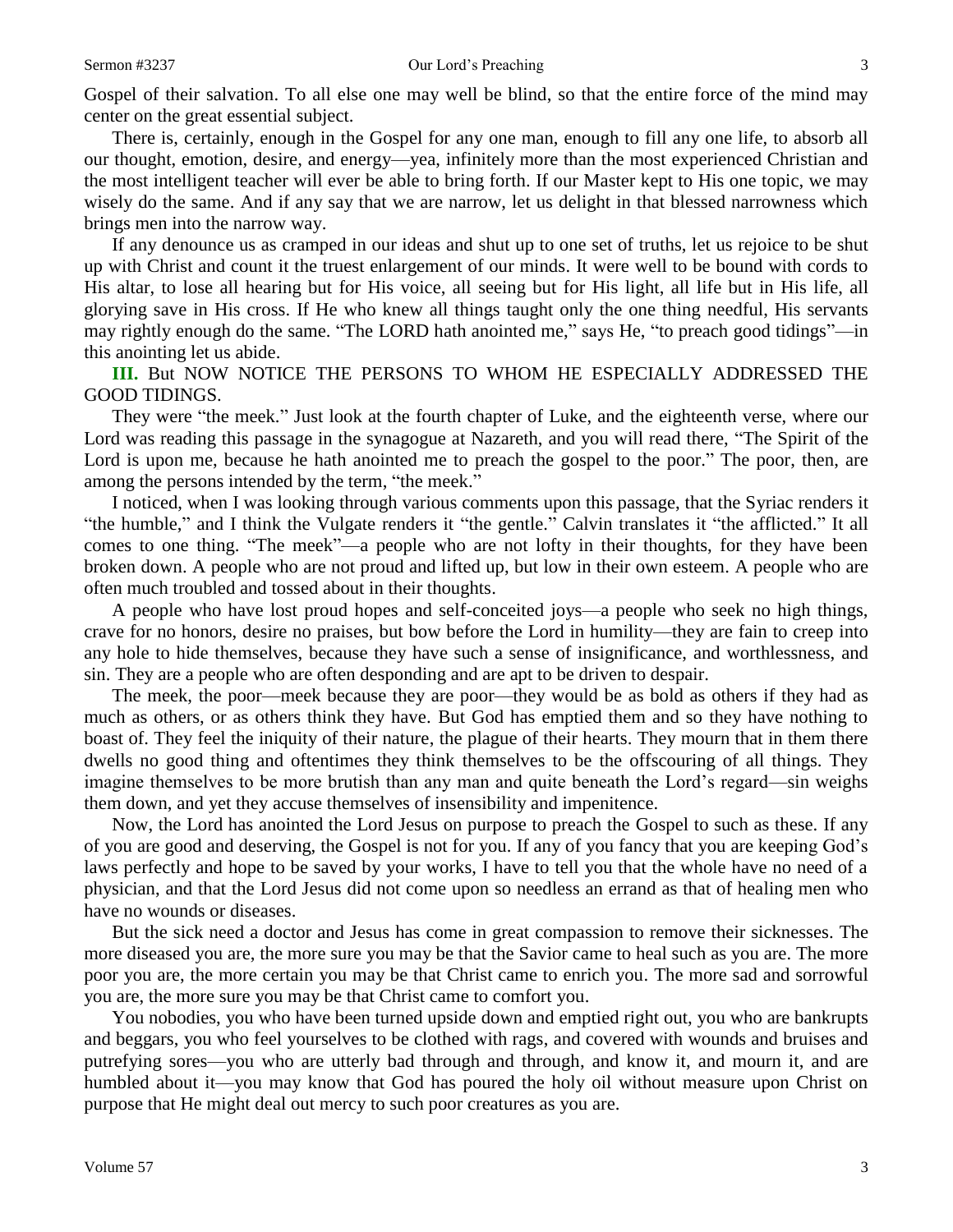Gospel of their salvation. To all else one may well be blind, so that the entire force of the mind may center on the great essential subject.

There is, certainly, enough in the Gospel for any one man, enough to fill any one life, to absorb all our thought, emotion, desire, and energy—yea, infinitely more than the most experienced Christian and the most intelligent teacher will ever be able to bring forth. If our Master kept to His one topic, we may wisely do the same. And if any say that we are narrow, let us delight in that blessed narrowness which brings men into the narrow way.

If any denounce us as cramped in our ideas and shut up to one set of truths, let us rejoice to be shut up with Christ and count it the truest enlargement of our minds. It were well to be bound with cords to His altar, to lose all hearing but for His voice, all seeing but for His light, all life but in His life, all glorying save in His cross. If He who knew all things taught only the one thing needful, His servants may rightly enough do the same. "The LORD hath anointed me," says He, "to preach good tidings"—in this anointing let us abide.

**III.** But NOW NOTICE THE PERSONS TO WHOM HE ESPECIALLY ADDRESSED THE GOOD TIDINGS.

They were "the meek." Just look at the fourth chapter of Luke, and the eighteenth verse, where our Lord was reading this passage in the synagogue at Nazareth, and you will read there, "The Spirit of the Lord is upon me, because he hath anointed me to preach the gospel to the poor." The poor, then, are among the persons intended by the term, "the meek."

I noticed, when I was looking through various comments upon this passage, that the Syriac renders it "the humble," and I think the Vulgate renders it "the gentle." Calvin translates it "the afflicted." It all comes to one thing. "The meek"—a people who are not lofty in their thoughts, for they have been broken down. A people who are not proud and lifted up, but low in their own esteem. A people who are often much troubled and tossed about in their thoughts.

A people who have lost proud hopes and self-conceited joys—a people who seek no high things, crave for no honors, desire no praises, but bow before the Lord in humility—they are fain to creep into any hole to hide themselves, because they have such a sense of insignificance, and worthlessness, and sin. They are a people who are often desponding and are apt to be driven to despair.

The meek, the poor—meek because they are poor—they would be as bold as others if they had as much as others, or as others think they have. But God has emptied them and so they have nothing to boast of. They feel the iniquity of their nature, the plague of their hearts. They mourn that in them there dwells no good thing and oftentimes they think themselves to be the offscouring of all things. They imagine themselves to be more brutish than any man and quite beneath the Lord's regard—sin weighs them down, and yet they accuse themselves of insensibility and impenitence.

Now, the Lord has anointed the Lord Jesus on purpose to preach the Gospel to such as these. If any of you are good and deserving, the Gospel is not for you. If any of you fancy that you are keeping God's laws perfectly and hope to be saved by your works, I have to tell you that the whole have no need of a physician, and that the Lord Jesus did not come upon so needless an errand as that of healing men who have no wounds or diseases.

But the sick need a doctor and Jesus has come in great compassion to remove their sicknesses. The more diseased you are, the more sure you may be that the Savior came to heal such as you are. The more poor you are, the more certain you may be that Christ came to enrich you. The more sad and sorrowful you are, the more sure you may be that Christ came to comfort you.

You nobodies, you who have been turned upside down and emptied right out, you who are bankrupts and beggars, you who feel yourselves to be clothed with rags, and covered with wounds and bruises and putrefying sores—you who are utterly bad through and through, and know it, and mourn it, and are humbled about it—you may know that God has poured the holy oil without measure upon Christ on purpose that He might deal out mercy to such poor creatures as you are.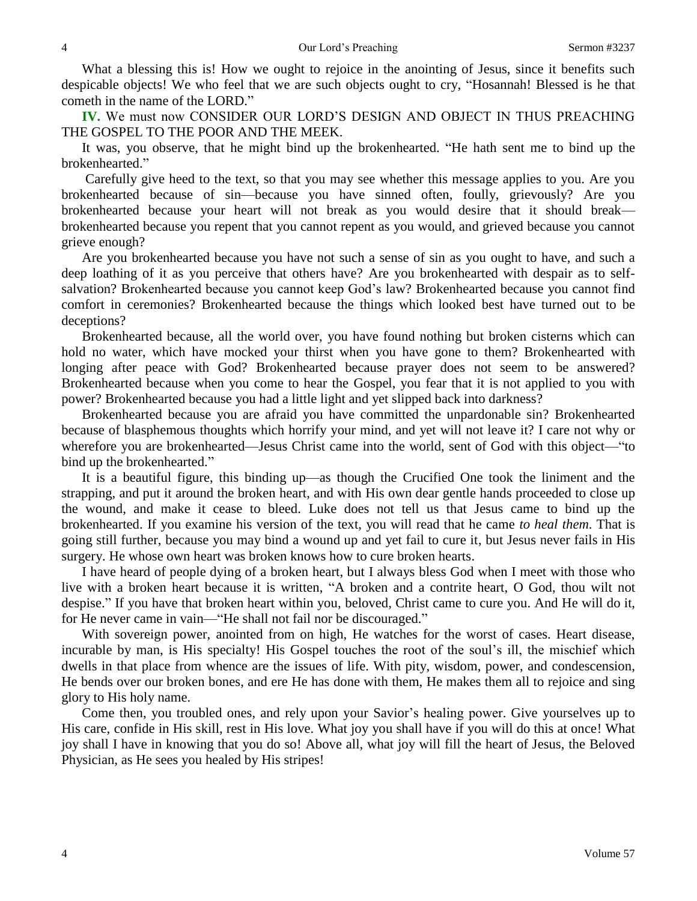What a blessing this is! How we ought to rejoice in the anointing of Jesus, since it benefits such despicable objects! We who feel that we are such objects ought to cry, "Hosannah! Blessed is he that cometh in the name of the LORD."

**IV.** We must now CONSIDER OUR LORD'S DESIGN AND OBJECT IN THUS PREACHING THE GOSPEL TO THE POOR AND THE MEEK.

It was, you observe, that he might bind up the brokenhearted. "He hath sent me to bind up the brokenhearted."

Carefully give heed to the text, so that you may see whether this message applies to you. Are you brokenhearted because of sin—because you have sinned often, foully, grievously? Are you brokenhearted because your heart will not break as you would desire that it should break—brokenhearted because you repent that you cannot repent as you would, and grieved because you cannot grieve enough?

Are you brokenhearted because you have not such a sense of sin as you ought to have, and such a deep loathing of it as you perceive that others have? Are you brokenhearted with despair as to self-salvation? Brokenhearted because you cannot keep God's law? Brokenhearted because you cannot find comfort in ceremonies? Brokenhearted because the things which looked best have turned out to be deceptions?

Brokenhearted because, all the world over, you have found nothing but broken cisterns which can hold no water, which have mocked your thirst when you have gone to them? Brokenhearted with longing after peace with God? Brokenhearted because prayer does not seem to be answered? Brokenhearted because when you come to hear the Gospel, you fear that it is not applied to you with power? Brokenhearted because you had a little light and yet slipped back into darkness?

Brokenhearted because you are afraid you have committed the unpardonable sin? Brokenhearted because of blasphemous thoughts which horrify your mind, and yet will not leave it? I care not why or wherefore you are brokenhearted—Jesus Christ came into the world, sent of God with this object—"to bind up the brokenhearted."

It is a beautiful figure, this binding up—as though the Crucified One took the liniment and the strapping, and put it around the broken heart, and with His own dear gentle hands proceeded to close up the wound, and make it cease to bleed. Luke does not tell us that Jesus came to bind up the brokenhearted. If you examine his version of the text, you will read that he came *to heal them*. That is going still further, because you may bind a wound up and yet fail to cure it, but Jesus never fails in His surgery. He whose own heart was broken knows how to cure broken hearts.

I have heard of people dying of a broken heart, but I always bless God when I meet with those who live with a broken heart because it is written, "A broken and a contrite heart, O God, thou wilt not despise." If you have that broken heart within you, beloved, Christ came to cure you. And He will do it, for He never came in vain—"He shall not fail nor be discouraged."

With sovereign power, anointed from on high, He watches for the worst of cases. Heart disease, incurable by man, is His specialty! His Gospel touches the root of the soul's ill, the mischief which dwells in that place from whence are the issues of life. With pity, wisdom, power, and condescension, He bends over our broken bones, and ere He has done with them, He makes them all to rejoice and sing glory to His holy name.

Come then, you troubled ones, and rely upon your Savior's healing power. Give yourselves up to His care, confide in His skill, rest in His love. What joy you shall have if you will do this at once! What joy shall I have in knowing that you do so! Above all, what joy will fill the heart of Jesus, the Beloved Physician, as He sees you healed by His stripes!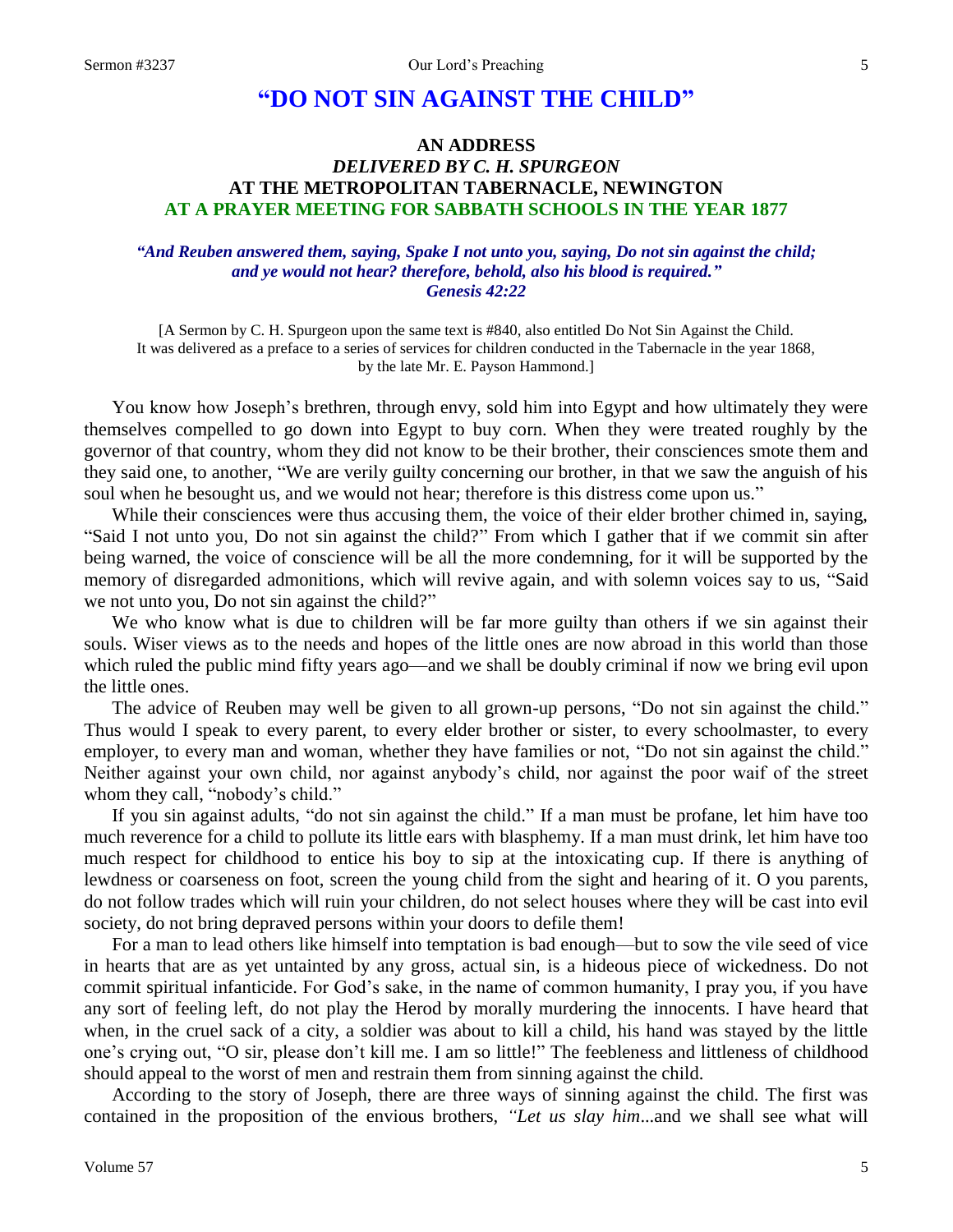# "DO NOT SIN AGAINST THE CHILD"

## AN ADDRESS
### *DELIVERED BY C. H. SPURGEON*
### AT THE METROPOLITAN TABERNACLE, NEWINGTON
### AT A PRAYER MEETING FOR SABBATH SCHOOLS IN THE YEAR 1877

***"And Reuben answered them, saying, Spake I not unto you, saying, Do not sin against the child; and ye would not hear? therefore, behold, also his blood is required." Genesis 42:22***

[A Sermon by C. H. Spurgeon upon the same text is #840, also entitled Do Not Sin Against the Child. It was delivered as a preface to a series of services for children conducted in the Tabernacle in the year 1868, by the late Mr. E. Payson Hammond.]

You know how Joseph's brethren, through envy, sold him into Egypt and how ultimately they were themselves compelled to go down into Egypt to buy corn. When they were treated roughly by the governor of that country, whom they did not know to be their brother, their consciences smote them and they said one, to another, "We are verily guilty concerning our brother, in that we saw the anguish of his soul when he besought us, and we would not hear; therefore is this distress come upon us."

While their consciences were thus accusing them, the voice of their elder brother chimed in, saying, "Said I not unto you, Do not sin against the child?" From which I gather that if we commit sin after being warned, the voice of conscience will be all the more condemning, for it will be supported by the memory of disregarded admonitions, which will revive again, and with solemn voices say to us, "Said we not unto you, Do not sin against the child?"

We who know what is due to children will be far more guilty than others if we sin against their souls. Wiser views as to the needs and hopes of the little ones are now abroad in this world than those which ruled the public mind fifty years ago—and we shall be doubly criminal if now we bring evil upon the little ones.

The advice of Reuben may well be given to all grown-up persons, "Do not sin against the child." Thus would I speak to every parent, to every elder brother or sister, to every schoolmaster, to every employer, to every man and woman, whether they have families or not, "Do not sin against the child." Neither against your own child, nor against anybody's child, nor against the poor waif of the street whom they call, "nobody's child."

If you sin against adults, "do not sin against the child." If a man must be profane, let him have too much reverence for a child to pollute its little ears with blasphemy. If a man must drink, let him have too much respect for childhood to entice his boy to sip at the intoxicating cup. If there is anything of lewdness or coarseness on foot, screen the young child from the sight and hearing of it. O you parents, do not follow trades which will ruin your children, do not select houses where they will be cast into evil society, do not bring depraved persons within your doors to defile them!

For a man to lead others like himself into temptation is bad enough—but to sow the vile seed of vice in hearts that are as yet untainted by any gross, actual sin, is a hideous piece of wickedness. Do not commit spiritual infanticide. For God's sake, in the name of common humanity, I pray you, if you have any sort of feeling left, do not play the Herod by morally murdering the innocents. I have heard that when, in the cruel sack of a city, a soldier was about to kill a child, his hand was stayed by the little one's crying out, "O sir, please don't kill me. I am so little!" The feebleness and littleness of childhood should appeal to the worst of men and restrain them from sinning against the child.

According to the story of Joseph, there are three ways of sinning against the child. The first was contained in the proposition of the envious brothers, *"Let us slay him*...and we shall see what will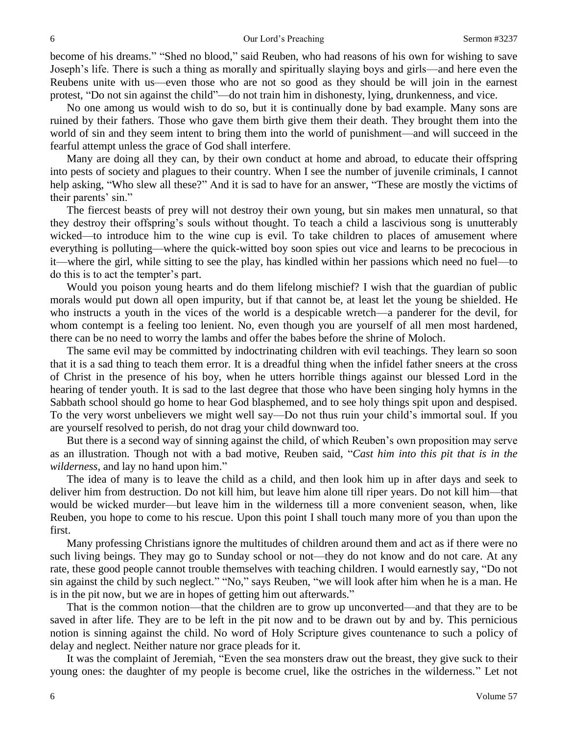become of his dreams." "Shed no blood," said Reuben, who had reasons of his own for wishing to save Joseph's life. There is such a thing as morally and spiritually slaying boys and girls—and here even the Reubens unite with us—even those who are not so good as they should be will join in the earnest protest, "Do not sin against the child"—do not train him in dishonesty, lying, drunkenness, and vice.

No one among us would wish to do so, but it is continually done by bad example. Many sons are ruined by their fathers. Those who gave them birth give them their death. They brought them into the world of sin and they seem intent to bring them into the world of punishment—and will succeed in the fearful attempt unless the grace of God shall interfere.

Many are doing all they can, by their own conduct at home and abroad, to educate their offspring into pests of society and plagues to their country. When I see the number of juvenile criminals, I cannot help asking, "Who slew all these?" And it is sad to have for an answer, "These are mostly the victims of their parents' sin."

The fiercest beasts of prey will not destroy their own young, but sin makes men unnatural, so that they destroy their offspring's souls without thought. To teach a child a lascivious song is unutterably wicked—to introduce him to the wine cup is evil. To take children to places of amusement where everything is polluting—where the quick-witted boy soon spies out vice and learns to be precocious in it—where the girl, while sitting to see the play, has kindled within her passions which need no fuel—to do this is to act the tempter's part.

Would you poison young hearts and do them lifelong mischief? I wish that the guardian of public morals would put down all open impurity, but if that cannot be, at least let the young be shielded. He who instructs a youth in the vices of the world is a despicable wretch—a panderer for the devil, for whom contempt is a feeling too lenient. No, even though you are yourself of all men most hardened, there can be no need to worry the lambs and offer the babes before the shrine of Moloch.

The same evil may be committed by indoctrinating children with evil teachings. They learn so soon that it is a sad thing to teach them error. It is a dreadful thing when the infidel father sneers at the cross of Christ in the presence of his boy, when he utters horrible things against our blessed Lord in the hearing of tender youth. It is sad to the last degree that those who have been singing holy hymns in the Sabbath school should go home to hear God blasphemed, and to see holy things spit upon and despised. To the very worst unbelievers we might well say—Do not thus ruin your child's immortal soul. If you are yourself resolved to perish, do not drag your child downward too.

But there is a second way of sinning against the child, of which Reuben's own proposition may serve as an illustration. Though not with a bad motive, Reuben said, "*Cast him into this pit that is in the wilderness*, and lay no hand upon him."

The idea of many is to leave the child as a child, and then look him up in after days and seek to deliver him from destruction. Do not kill him, but leave him alone till riper years. Do not kill him—that would be wicked murder—but leave him in the wilderness till a more convenient season, when, like Reuben, you hope to come to his rescue. Upon this point I shall touch many more of you than upon the first.

Many professing Christians ignore the multitudes of children around them and act as if there were no such living beings. They may go to Sunday school or not—they do not know and do not care. At any rate, these good people cannot trouble themselves with teaching children. I would earnestly say, "Do not sin against the child by such neglect." "No," says Reuben, "we will look after him when he is a man. He is in the pit now, but we are in hopes of getting him out afterwards."

That is the common notion—that the children are to grow up unconverted—and that they are to be saved in after life. They are to be left in the pit now and to be drawn out by and by. This pernicious notion is sinning against the child. No word of Holy Scripture gives countenance to such a policy of delay and neglect. Neither nature nor grace pleads for it.

It was the complaint of Jeremiah, "Even the sea monsters draw out the breast, they give suck to their young ones: the daughter of my people is become cruel, like the ostriches in the wilderness." Let not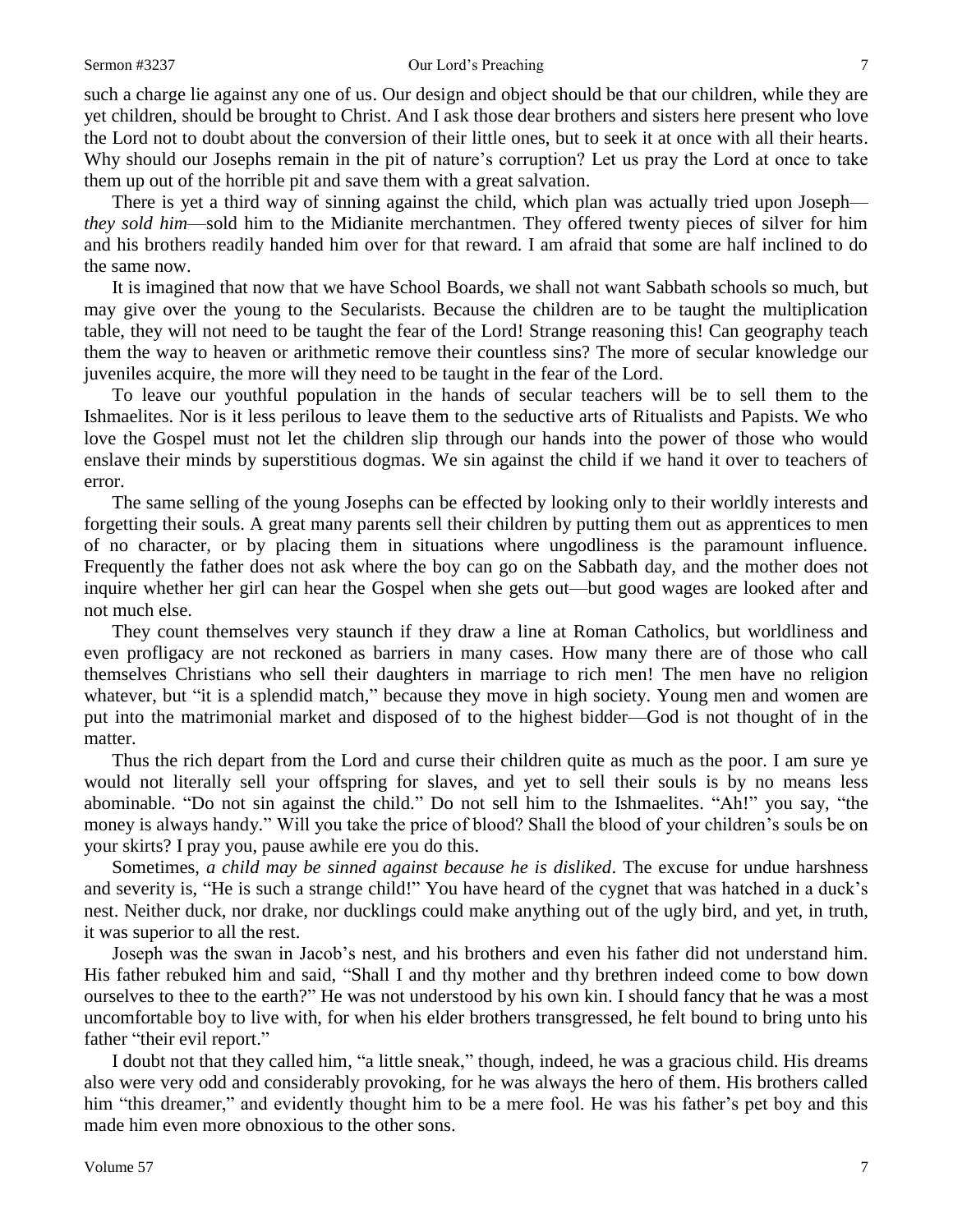such a charge lie against any one of us. Our design and object should be that our children, while they are yet children, should be brought to Christ. And I ask those dear brothers and sisters here present who love the Lord not to doubt about the conversion of their little ones, but to seek it at once with all their hearts. Why should our Josephs remain in the pit of nature's corruption? Let us pray the Lord at once to take them up out of the horrible pit and save them with a great salvation.

There is yet a third way of sinning against the child, which plan was actually tried upon Joseph—*they sold him*—sold him to the Midianite merchantmen. They offered twenty pieces of silver for him and his brothers readily handed him over for that reward. I am afraid that some are half inclined to do the same now.

It is imagined that now that we have School Boards, we shall not want Sabbath schools so much, but may give over the young to the Secularists. Because the children are to be taught the multiplication table, they will not need to be taught the fear of the Lord! Strange reasoning this! Can geography teach them the way to heaven or arithmetic remove their countless sins? The more of secular knowledge our juveniles acquire, the more will they need to be taught in the fear of the Lord.

To leave our youthful population in the hands of secular teachers will be to sell them to the Ishmaelites. Nor is it less perilous to leave them to the seductive arts of Ritualists and Papists. We who love the Gospel must not let the children slip through our hands into the power of those who would enslave their minds by superstitious dogmas. We sin against the child if we hand it over to teachers of error.

The same selling of the young Josephs can be effected by looking only to their worldly interests and forgetting their souls. A great many parents sell their children by putting them out as apprentices to men of no character, or by placing them in situations where ungodliness is the paramount influence. Frequently the father does not ask where the boy can go on the Sabbath day, and the mother does not inquire whether her girl can hear the Gospel when she gets out—but good wages are looked after and not much else.

They count themselves very staunch if they draw a line at Roman Catholics, but worldliness and even profligacy are not reckoned as barriers in many cases. How many there are of those who call themselves Christians who sell their daughters in marriage to rich men! The men have no religion whatever, but "it is a splendid match," because they move in high society. Young men and women are put into the matrimonial market and disposed of to the highest bidder—God is not thought of in the matter.

Thus the rich depart from the Lord and curse their children quite as much as the poor. I am sure ye would not literally sell your offspring for slaves, and yet to sell their souls is by no means less abominable. "Do not sin against the child." Do not sell him to the Ishmaelites. "Ah!" you say, "the money is always handy." Will you take the price of blood? Shall the blood of your children's souls be on your skirts? I pray you, pause awhile ere you do this.

Sometimes, *a child may be sinned against because he is disliked*. The excuse for undue harshness and severity is, "He is such a strange child!" You have heard of the cygnet that was hatched in a duck's nest. Neither duck, nor drake, nor ducklings could make anything out of the ugly bird, and yet, in truth, it was superior to all the rest.

Joseph was the swan in Jacob's nest, and his brothers and even his father did not understand him. His father rebuked him and said, "Shall I and thy mother and thy brethren indeed come to bow down ourselves to thee to the earth?" He was not understood by his own kin. I should fancy that he was a most uncomfortable boy to live with, for when his elder brothers transgressed, he felt bound to bring unto his father "their evil report."

I doubt not that they called him, "a little sneak," though, indeed, he was a gracious child. His dreams also were very odd and considerably provoking, for he was always the hero of them. His brothers called him "this dreamer," and evidently thought him to be a mere fool. He was his father's pet boy and this made him even more obnoxious to the other sons.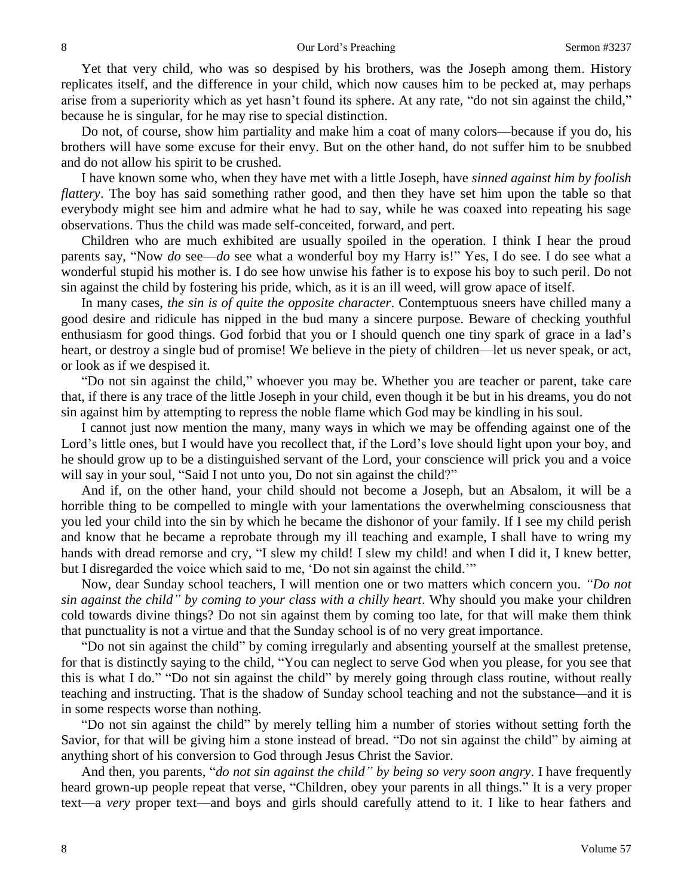Yet that very child, who was so despised by his brothers, was the Joseph among them. History replicates itself, and the difference in your child, which now causes him to be pecked at, may perhaps arise from a superiority which as yet hasn't found its sphere. At any rate, "do not sin against the child," because he is singular, for he may rise to special distinction.

Do not, of course, show him partiality and make him a coat of many colors—because if you do, his brothers will have some excuse for their envy. But on the other hand, do not suffer him to be snubbed and do not allow his spirit to be crushed.

I have known some who, when they have met with a little Joseph, have *sinned against him by foolish flattery*. The boy has said something rather good, and then they have set him upon the table so that everybody might see him and admire what he had to say, while he was coaxed into repeating his sage observations. Thus the child was made self-conceited, forward, and pert.

Children who are much exhibited are usually spoiled in the operation. I think I hear the proud parents say, "Now *do* see—*do* see what a wonderful boy my Harry is!" Yes, I do see. I do see what a wonderful stupid his mother is. I do see how unwise his father is to expose his boy to such peril. Do not sin against the child by fostering his pride, which, as it is an ill weed, will grow apace of itself.

In many cases, *the sin is of quite the opposite character*. Contemptuous sneers have chilled many a good desire and ridicule has nipped in the bud many a sincere purpose. Beware of checking youthful enthusiasm for good things. God forbid that you or I should quench one tiny spark of grace in a lad's heart, or destroy a single bud of promise! We believe in the piety of children—let us never speak, or act, or look as if we despised it.

"Do not sin against the child," whoever you may be. Whether you are teacher or parent, take care that, if there is any trace of the little Joseph in your child, even though it be but in his dreams, you do not sin against him by attempting to repress the noble flame which God may be kindling in his soul.

I cannot just now mention the many, many ways in which we may be offending against one of the Lord's little ones, but I would have you recollect that, if the Lord's love should light upon your boy, and he should grow up to be a distinguished servant of the Lord, your conscience will prick you and a voice will say in your soul, "Said I not unto you, Do not sin against the child?"

And if, on the other hand, your child should not become a Joseph, but an Absalom, it will be a horrible thing to be compelled to mingle with your lamentations the overwhelming consciousness that you led your child into the sin by which he became the dishonor of your family. If I see my child perish and know that he became a reprobate through my ill teaching and example, I shall have to wring my hands with dread remorse and cry, "I slew my child! I slew my child! and when I did it, I knew better, but I disregarded the voice which said to me, 'Do not sin against the child.'"

Now, dear Sunday school teachers, I will mention one or two matters which concern you. *"Do not sin against the child" by coming to your class with a chilly heart*. Why should you make your children cold towards divine things? Do not sin against them by coming too late, for that will make them think that punctuality is not a virtue and that the Sunday school is of no very great importance.

"Do not sin against the child" by coming irregularly and absenting yourself at the smallest pretense, for that is distinctly saying to the child, "You can neglect to serve God when you please, for you see that this is what I do." "Do not sin against the child" by merely going through class routine, without really teaching and instructing. That is the shadow of Sunday school teaching and not the substance—and it is in some respects worse than nothing.

"Do not sin against the child" by merely telling him a number of stories without setting forth the Savior, for that will be giving him a stone instead of bread. "Do not sin against the child" by aiming at anything short of his conversion to God through Jesus Christ the Savior.

And then, you parents, "*do not sin against the child" by being so very soon angry*. I have frequently heard grown-up people repeat that verse, "Children, obey your parents in all things." It is a very proper text—a *very* proper text—and boys and girls should carefully attend to it. I like to hear fathers and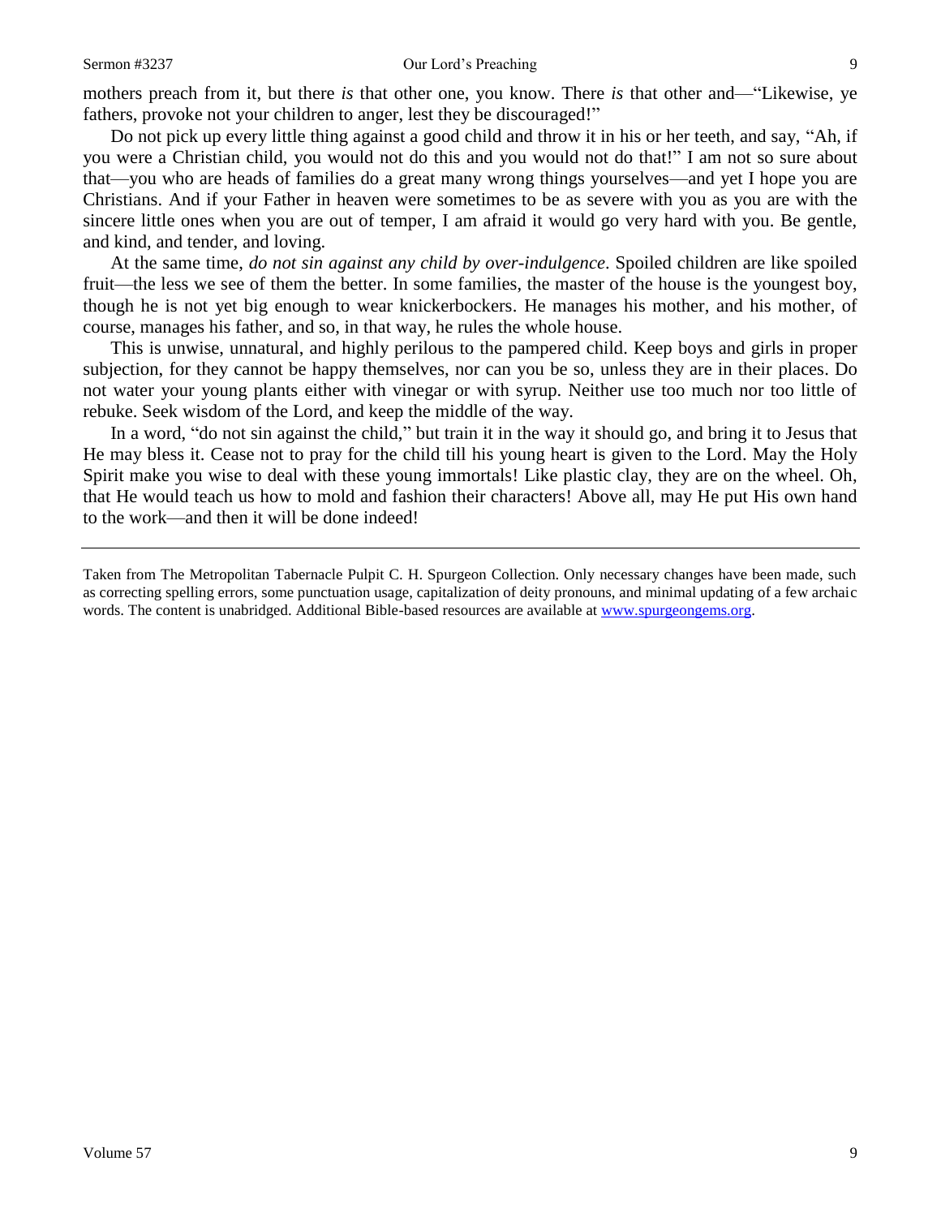mothers preach from it, but there *is* that other one, you know. There *is* that other and—"Likewise, ye fathers, provoke not your children to anger, lest they be discouraged!"

Do not pick up every little thing against a good child and throw it in his or her teeth, and say, "Ah, if you were a Christian child, you would not do this and you would not do that!" I am not so sure about that—you who are heads of families do a great many wrong things yourselves—and yet I hope you are Christians. And if your Father in heaven were sometimes to be as severe with you as you are with the sincere little ones when you are out of temper, I am afraid it would go very hard with you. Be gentle, and kind, and tender, and loving.

At the same time, *do not sin against any child by over-indulgence*. Spoiled children are like spoiled fruit—the less we see of them the better. In some families, the master of the house is the youngest boy, though he is not yet big enough to wear knickerbockers. He manages his mother, and his mother, of course, manages his father, and so, in that way, he rules the whole house.

This is unwise, unnatural, and highly perilous to the pampered child. Keep boys and girls in proper subjection, for they cannot be happy themselves, nor can you be so, unless they are in their places. Do not water your young plants either with vinegar or with syrup. Neither use too much nor too little of rebuke. Seek wisdom of the Lord, and keep the middle of the way.

In a word, "do not sin against the child," but train it in the way it should go, and bring it to Jesus that He may bless it. Cease not to pray for the child till his young heart is given to the Lord. May the Holy Spirit make you wise to deal with these young immortals! Like plastic clay, they are on the wheel. Oh, that He would teach us how to mold and fashion their characters! Above all, may He put His own hand to the work—and then it will be done indeed!

---

Taken from The Metropolitan Tabernacle Pulpit C. H. Spurgeon Collection. Only necessary changes have been made, such as correcting spelling errors, some punctuation usage, capitalization of deity pronouns, and minimal updating of a few archaic words. The content is unabridged. Additional Bible-based resources are available at [www.spurgeongems.org](http://www.spurgeongems.org).